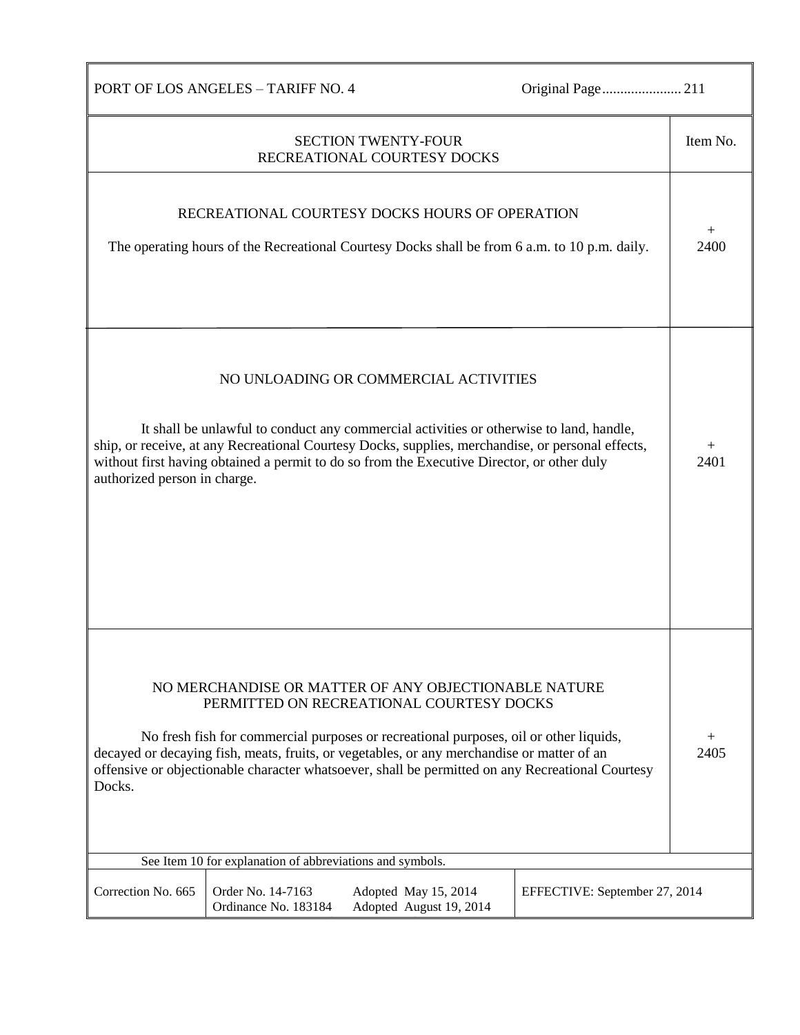## SECTION TWENTY-FOUR
## RECREATIONAL COURTESY DOCKS

### RECREATIONAL COURTESY DOCKS HOURS OF OPERATION

Item No. + 2400

The operating hours of the Recreational Courtesy Docks shall be from 6 a.m. to 10 p.m. daily.

### NO UNLOADING OR COMMERCIAL ACTIVITIES

Item No. + 2401

It shall be unlawful to conduct any commercial activities or otherwise to land, handle, ship, or receive, at any Recreational Courtesy Docks, supplies, merchandise, or personal effects, without first having obtained a permit to do so from the Executive Director, or other duly authorized person in charge.

### NO MERCHANDISE OR MATTER OF ANY OBJECTIONABLE NATURE PERMITTED ON RECREATIONAL COURTESY DOCKS

Item No. + 2405

No fresh fish for commercial purposes or recreational purposes, oil or other liquids, decayed or decaying fish, meats, fruits, or vegetables, or any merchandise or matter of an offensive or objectionable character whatsoever, shall be permitted on any Recreational Courtesy Docks.

See Item 10 for explanation of abbreviations and symbols.

| Correction No. 665 | Order No. 14-7163<br>Ordinance No. 183184 | Adopted May 15, 2014<br>Adopted August 19, 2014 | EFFECTIVE: September 27, 2014 |
|---|---|---|---|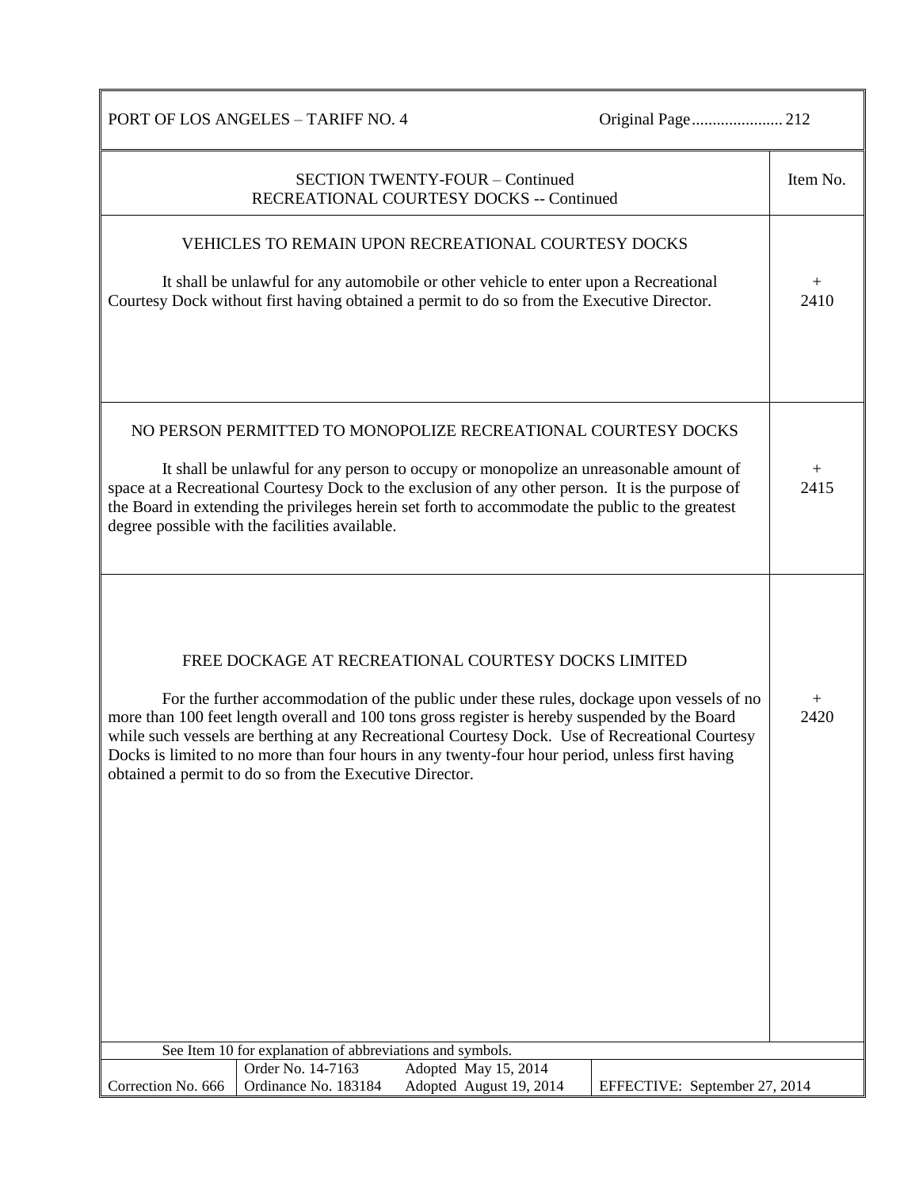## SECTION TWENTY-FOUR – Continued
## RECREATIONAL COURTESY DOCKS -- Continued

### VEHICLES TO REMAIN UPON RECREATIONAL COURTESY DOCKS

**Item No. + 2410**

It shall be unlawful for any automobile or other vehicle to enter upon a Recreational Courtesy Dock without first having obtained a permit to do so from the Executive Director.

### NO PERSON PERMITTED TO MONOPOLIZE RECREATIONAL COURTESY DOCKS

**Item No. + 2415**

It shall be unlawful for any person to occupy or monopolize an unreasonable amount of space at a Recreational Courtesy Dock to the exclusion of any other person. It is the purpose of the Board in extending the privileges herein set forth to accommodate the public to the greatest degree possible with the facilities available.

### FREE DOCKAGE AT RECREATIONAL COURTESY DOCKS LIMITED

**Item No. + 2420**

For the further accommodation of the public under these rules, dockage upon vessels of no more than 100 feet length overall and 100 tons gross register is hereby suspended by the Board while such vessels are berthing at any Recreational Courtesy Dock. Use of Recreational Courtesy Docks is limited to no more than four hours in any twenty-four hour period, unless first having obtained a permit to do so from the Executive Director.

See Item 10 for explanation of abbreviations and symbols.

| Correction No. 666 | Order No. 14-7163<br>Ordinance No. 183184 | Adopted May 15, 2014<br>Adopted August 19, 2014 | EFFECTIVE: September 27, 2014 |
|---|---|---|---|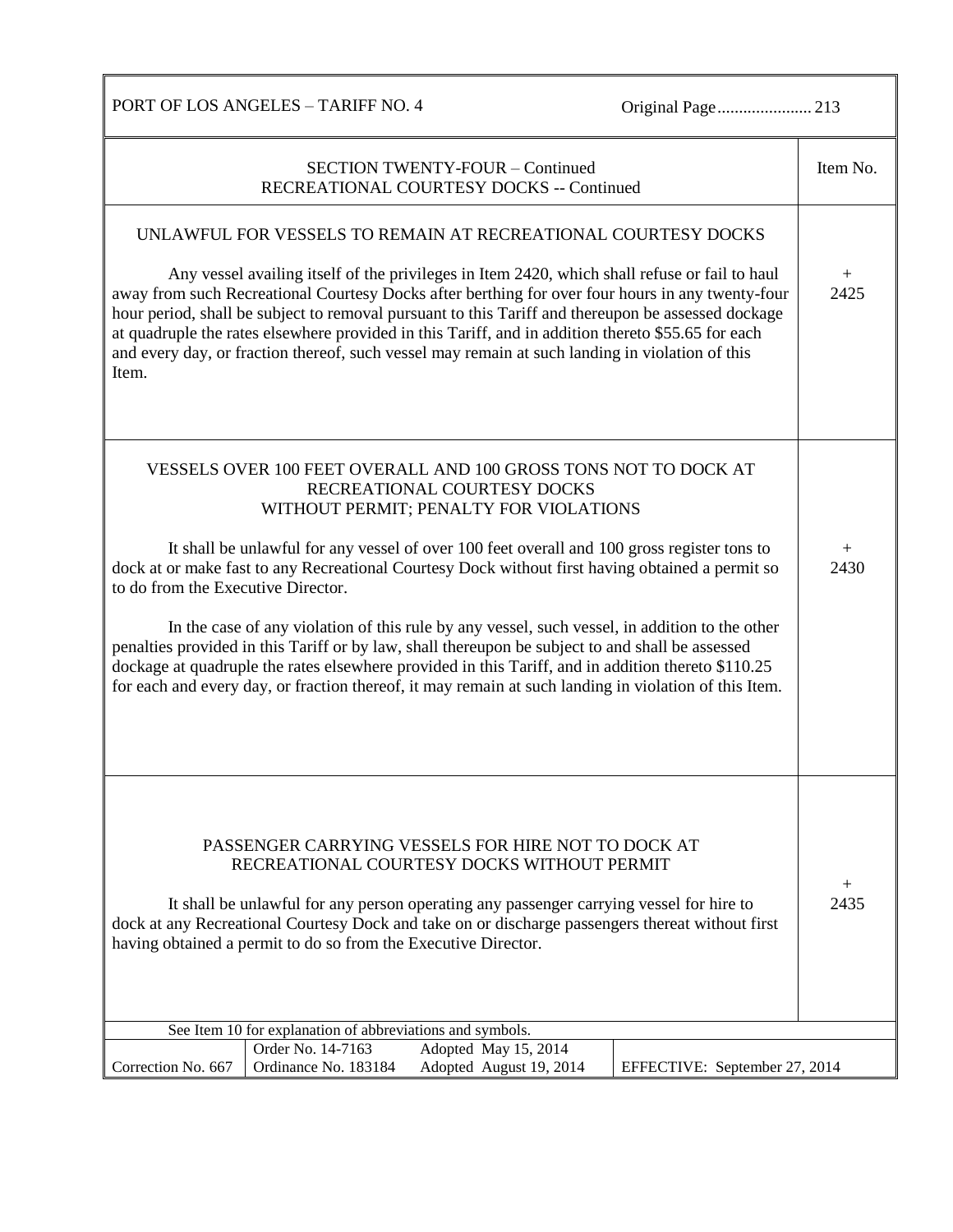## SECTION TWENTY-FOUR – Continued
## RECREATIONAL COURTESY DOCKS -- Continued

| | Item No. |
|---|---|
| **UNLAWFUL FOR VESSELS TO REMAIN AT RECREATIONAL COURTESY DOCKS**<br><br>Any vessel availing itself of the privileges in Item 2420, which shall refuse or fail to haul away from such Recreational Courtesy Docks after berthing for over four hours in any twenty-four hour period, shall be subject to removal pursuant to this Tariff and thereupon be assessed dockage at quadruple the rates elsewhere provided in this Tariff, and in addition thereto $55.65 for each and every day, or fraction thereof, such vessel may remain at such landing in violation of this Item. | + 2425 |
| **VESSELS OVER 100 FEET OVERALL AND 100 GROSS TONS NOT TO DOCK AT RECREATIONAL COURTESY DOCKS WITHOUT PERMIT; PENALTY FOR VIOLATIONS**<br><br>It shall be unlawful for any vessel of over 100 feet overall and 100 gross register tons to dock at or make fast to any Recreational Courtesy Dock without first having obtained a permit so to do from the Executive Director.<br><br>In the case of any violation of this rule by any vessel, such vessel, in addition to the other penalties provided in this Tariff or by law, shall thereupon be subject to and shall be assessed dockage at quadruple the rates elsewhere provided in this Tariff, and in addition thereto $110.25 for each and every day, or fraction thereof, it may remain at such landing in violation of this Item. | + 2430 |
| **PASSENGER CARRYING VESSELS FOR HIRE NOT TO DOCK AT RECREATIONAL COURTESY DOCKS WITHOUT PERMIT**<br><br>It shall be unlawful for any person operating any passenger carrying vessel for hire to dock at any Recreational Courtesy Dock and take on or discharge passengers thereat without first having obtained a permit to do so from the Executive Director. | + 2435 |

See Item 10 for explanation of abbreviations and symbols.

| Correction No. 667 | Order No. 14-7163<br>Ordinance No. 183184 | Adopted May 15, 2014<br>Adopted August 19, 2014 | EFFECTIVE: September 27, 2014 |
|---|---|---|---|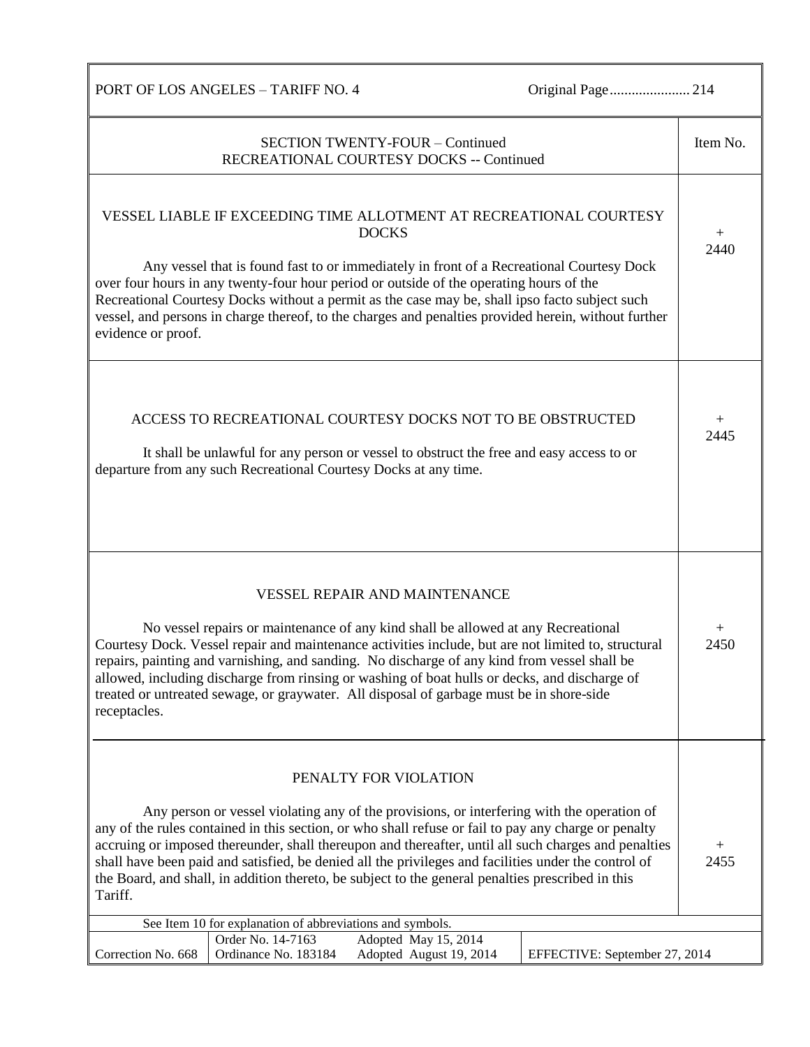SECTION TWENTY-FOUR – Continued
RECREATIONAL COURTESY DOCKS -- Continued

| | Item No. |
|---|---|
| **VESSEL LIABLE IF EXCEEDING TIME ALLOTMENT AT RECREATIONAL COURTESY DOCKS**<br><br>Any vessel that is found fast to or immediately in front of a Recreational Courtesy Dock over four hours in any twenty-four hour period or outside of the operating hours of the Recreational Courtesy Docks without a permit as the case may be, shall ipso facto subject such vessel, and persons in charge thereof, to the charges and penalties provided herein, without further evidence or proof. | + 2440 |
| **ACCESS TO RECREATIONAL COURTESY DOCKS NOT TO BE OBSTRUCTED**<br><br>It shall be unlawful for any person or vessel to obstruct the free and easy access to or departure from any such Recreational Courtesy Docks at any time. | + 2445 |
| **VESSEL REPAIR AND MAINTENANCE**<br><br>No vessel repairs or maintenance of any kind shall be allowed at any Recreational Courtesy Dock. Vessel repair and maintenance activities include, but are not limited to, structural repairs, painting and varnishing, and sanding. No discharge of any kind from vessel shall be allowed, including discharge from rinsing or washing of boat hulls or decks, and discharge of treated or untreated sewage, or graywater. All disposal of garbage must be in shore-side receptacles. | + 2450 |
| **PENALTY FOR VIOLATION**<br><br>Any person or vessel violating any of the provisions, or interfering with the operation of any of the rules contained in this section, or who shall refuse or fail to pay any charge or penalty accruing or imposed thereunder, shall thereupon and thereafter, until all such charges and penalties shall have been paid and satisfied, be denied all the privileges and facilities under the control of the Board, and shall, in addition thereto, be subject to the general penalties prescribed in this Tariff. | + 2455 |

See Item 10 for explanation of abbreviations and symbols.

| | | | |
|---|---|---|---|
| Correction No. 668 | Order No. 14-7163<br>Ordinance No. 183184 | Adopted May 15, 2014<br>Adopted August 19, 2014 | EFFECTIVE: September 27, 2014 |